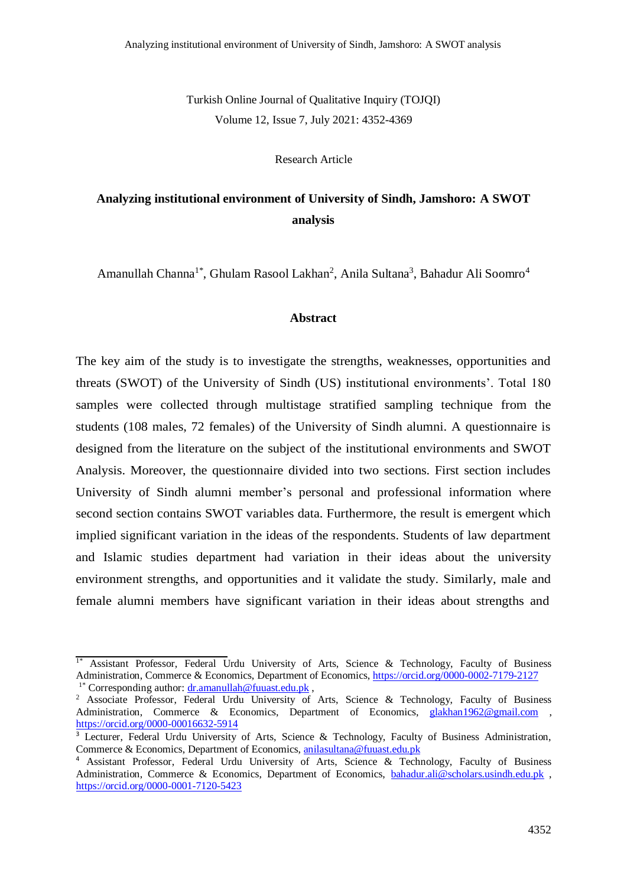Turkish Online Journal of Qualitative Inquiry (TOJQI)
Volume 12, Issue 7, July 2021: 4352-4369

Research Article

# Analyzing institutional environment of University of Sindh, Jamshoro: A SWOT analysis

Amanullah Channa[1*], Ghulam Rasool Lakhan[2], Anila Sultana[3], Bahadur Ali Soomro[4]

## Abstract

The key aim of the study is to investigate the strengths, weaknesses, opportunities and threats (SWOT) of the University of Sindh (US) institutional environments'. Total 180 samples were collected through multistage stratified sampling technique from the students (108 males, 72 females) of the University of Sindh alumni. A questionnaire is designed from the literature on the subject of the institutional environments and SWOT Analysis. Moreover, the questionnaire divided into two sections. First section includes University of Sindh alumni member's personal and professional information where second section contains SWOT variables data. Furthermore, the result is emergent which implied significant variation in the ideas of the respondents. Students of law department and Islamic studies department had variation in their ideas about the university environment strengths, and opportunities and it validate the study. Similarly, male and female alumni members have significant variation in their ideas about strengths and

---

[1*] Assistant Professor, Federal Urdu University of Arts, Science & Technology, Faculty of Business Administration, Commerce & Economics, Department of Economics, https://orcid.org/0000-0002-7179-2127
[1*] Corresponding author: dr.amanullah@fuuast.edu.pk ,
[2] Associate Professor, Federal Urdu University of Arts, Science & Technology, Faculty of Business Administration, Commerce & Economics, Department of Economics, glakhan1962@gmail.com , https://orcid.org/0000-00016632-5914
[3] Lecturer, Federal Urdu University of Arts, Science & Technology, Faculty of Business Administration, Commerce & Economics, Department of Economics, anilasultana@fuuast.edu.pk
[4] Assistant Professor, Federal Urdu University of Arts, Science & Technology, Faculty of Business Administration, Commerce & Economics, Department of Economics, bahadur.ali@scholars.usindh.edu.pk , https://orcid.org/0000-0001-7120-5423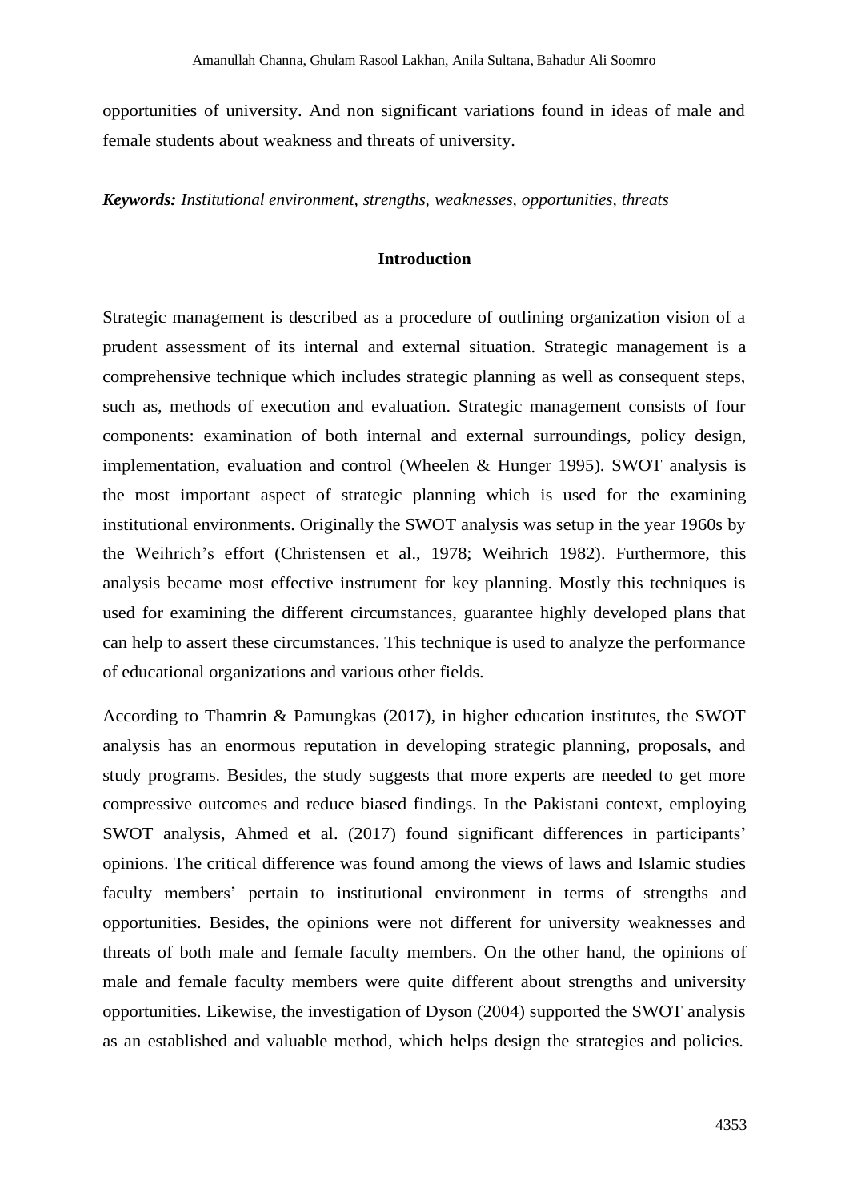opportunities of university. And non significant variations found in ideas of male and female students about weakness and threats of university.

***Keywords:*** *Institutional environment, strengths, weaknesses, opportunities, threats*

## Introduction

Strategic management is described as a procedure of outlining organization vision of a prudent assessment of its internal and external situation. Strategic management is a comprehensive technique which includes strategic planning as well as consequent steps, such as, methods of execution and evaluation. Strategic management consists of four components: examination of both internal and external surroundings, policy design, implementation, evaluation and control (Wheelen & Hunger 1995). SWOT analysis is the most important aspect of strategic planning which is used for the examining institutional environments. Originally the SWOT analysis was setup in the year 1960s by the Weihrich's effort (Christensen et al., 1978; Weihrich 1982). Furthermore, this analysis became most effective instrument for key planning. Mostly this techniques is used for examining the different circumstances, guarantee highly developed plans that can help to assert these circumstances. This technique is used to analyze the performance of educational organizations and various other fields.

According to Thamrin & Pamungkas (2017), in higher education institutes, the SWOT analysis has an enormous reputation in developing strategic planning, proposals, and study programs. Besides, the study suggests that more experts are needed to get more compressive outcomes and reduce biased findings. In the Pakistani context, employing SWOT analysis, Ahmed et al. (2017) found significant differences in participants' opinions. The critical difference was found among the views of laws and Islamic studies faculty members' pertain to institutional environment in terms of strengths and opportunities. Besides, the opinions were not different for university weaknesses and threats of both male and female faculty members. On the other hand, the opinions of male and female faculty members were quite different about strengths and university opportunities. Likewise, the investigation of Dyson (2004) supported the SWOT analysis as an established and valuable method, which helps design the strategies and policies.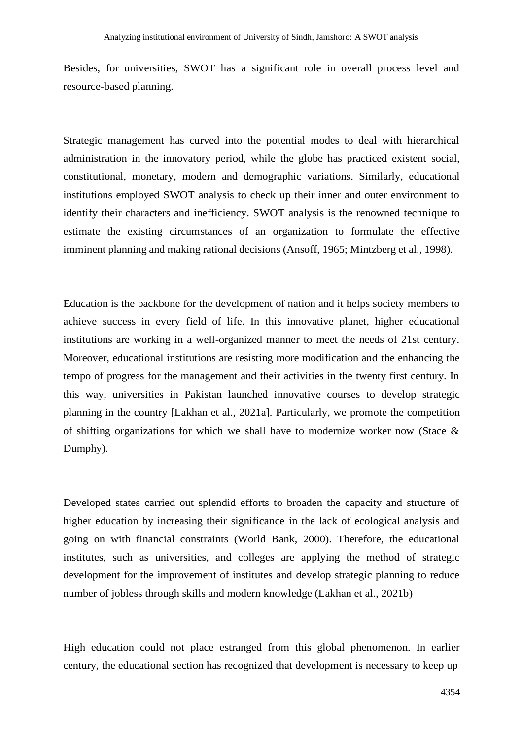Besides, for universities, SWOT has a significant role in overall process level and resource-based planning.

Strategic management has curved into the potential modes to deal with hierarchical administration in the innovatory period, while the globe has practiced existent social, constitutional, monetary, modern and demographic variations. Similarly, educational institutions employed SWOT analysis to check up their inner and outer environment to identify their characters and inefficiency. SWOT analysis is the renowned technique to estimate the existing circumstances of an organization to formulate the effective imminent planning and making rational decisions (Ansoff, 1965; Mintzberg et al., 1998).

Education is the backbone for the development of nation and it helps society members to achieve success in every field of life. In this innovative planet, higher educational institutions are working in a well-organized manner to meet the needs of 21st century. Moreover, educational institutions are resisting more modification and the enhancing the tempo of progress for the management and their activities in the twenty first century. In this way, universities in Pakistan launched innovative courses to develop strategic planning in the country [Lakhan et al., 2021a]. Particularly, we promote the competition of shifting organizations for which we shall have to modernize worker now (Stace & Dumphy).

Developed states carried out splendid efforts to broaden the capacity and structure of higher education by increasing their significance in the lack of ecological analysis and going on with financial constraints (World Bank, 2000). Therefore, the educational institutes, such as universities, and colleges are applying the method of strategic development for the improvement of institutes and develop strategic planning to reduce number of jobless through skills and modern knowledge (Lakhan et al., 2021b)

High education could not place estranged from this global phenomenon. In earlier century, the educational section has recognized that development is necessary to keep up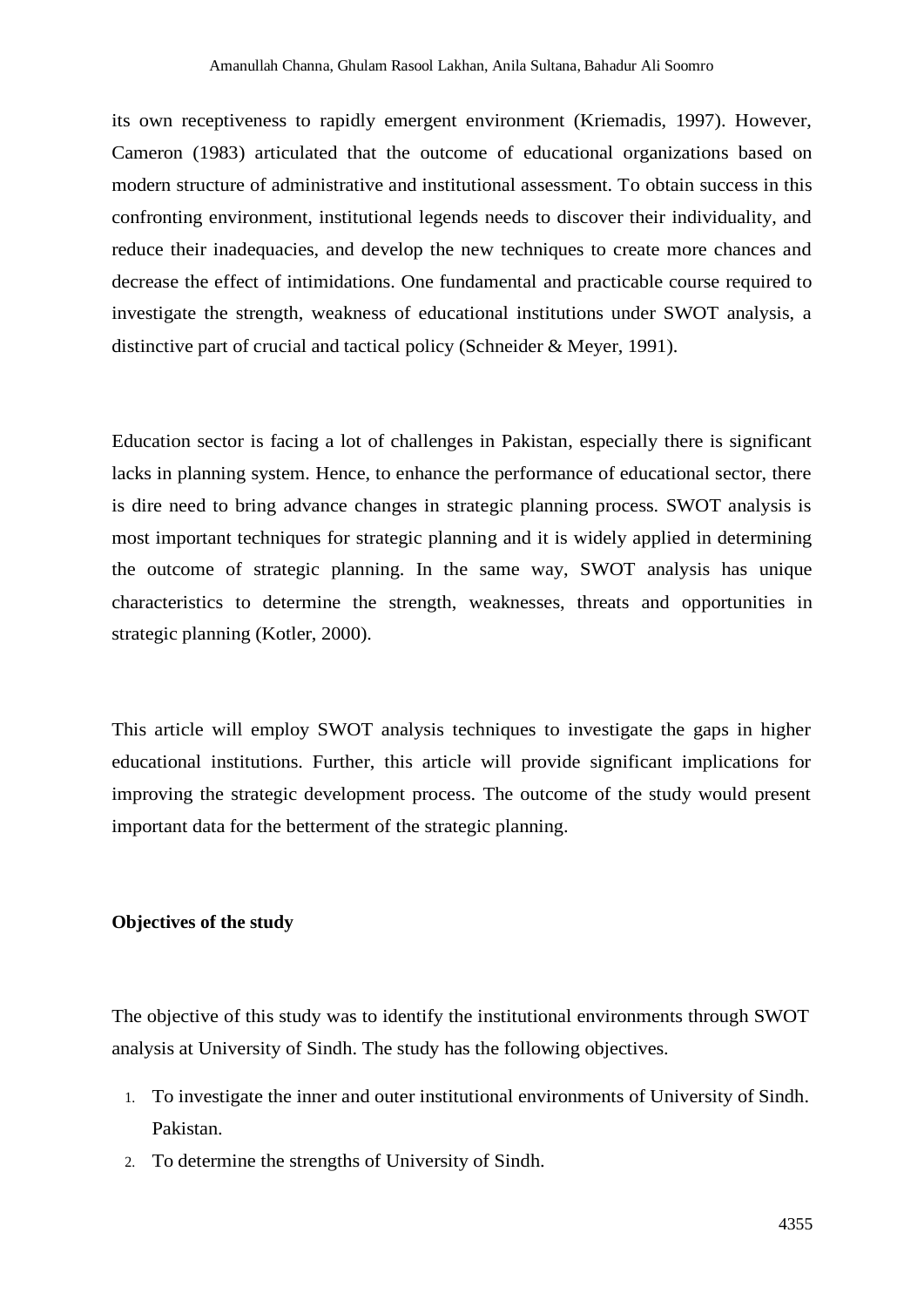its own receptiveness to rapidly emergent environment (Kriemadis, 1997). However, Cameron (1983) articulated that the outcome of educational organizations based on modern structure of administrative and institutional assessment. To obtain success in this confronting environment, institutional legends needs to discover their individuality, and reduce their inadequacies, and develop the new techniques to create more chances and decrease the effect of intimidations. One fundamental and practicable course required to investigate the strength, weakness of educational institutions under SWOT analysis, a distinctive part of crucial and tactical policy (Schneider & Meyer, 1991).

Education sector is facing a lot of challenges in Pakistan, especially there is significant lacks in planning system. Hence, to enhance the performance of educational sector, there is dire need to bring advance changes in strategic planning process. SWOT analysis is most important techniques for strategic planning and it is widely applied in determining the outcome of strategic planning. In the same way, SWOT analysis has unique characteristics to determine the strength, weaknesses, threats and opportunities in strategic planning (Kotler, 2000).

This article will employ SWOT analysis techniques to investigate the gaps in higher educational institutions. Further, this article will provide significant implications for improving the strategic development process. The outcome of the study would present important data for the betterment of the strategic planning.

**Objectives of the study**

The objective of this study was to identify the institutional environments through SWOT analysis at University of Sindh. The study has the following objectives.

1. To investigate the inner and outer institutional environments of University of Sindh. Pakistan.
2. To determine the strengths of University of Sindh.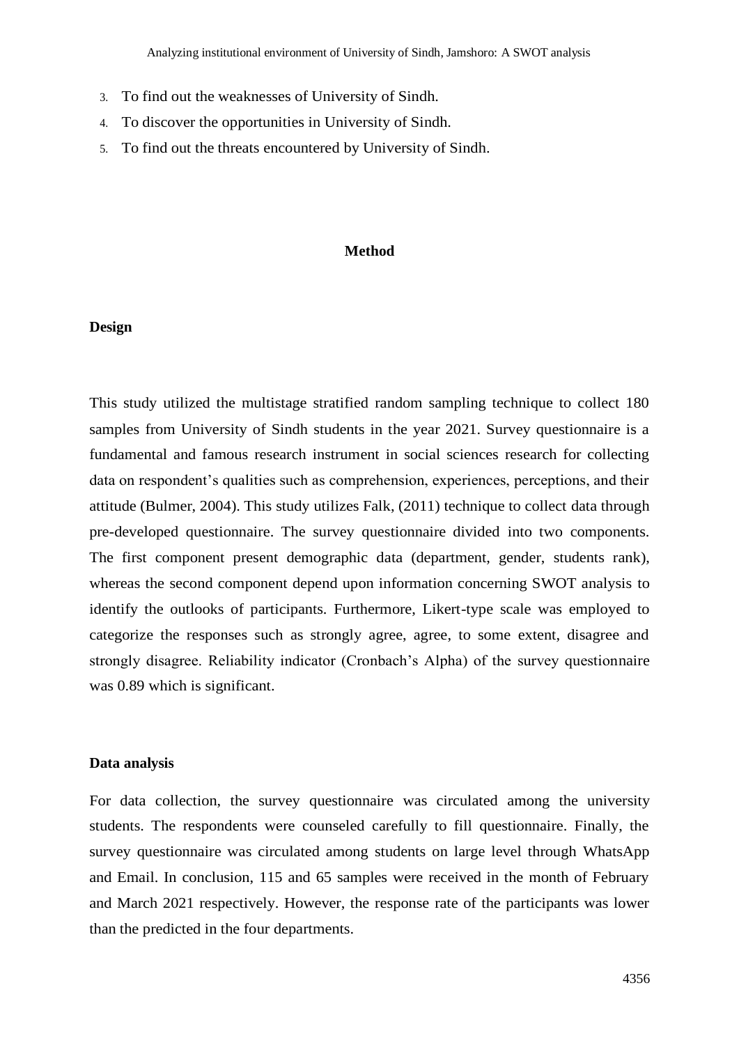3. To find out the weaknesses of University of Sindh.
4. To discover the opportunities in University of Sindh.
5. To find out the threats encountered by University of Sindh.

## Method

### Design

This study utilized the multistage stratified random sampling technique to collect 180 samples from University of Sindh students in the year 2021. Survey questionnaire is a fundamental and famous research instrument in social sciences research for collecting data on respondent's qualities such as comprehension, experiences, perceptions, and their attitude (Bulmer, 2004). This study utilizes Falk, (2011) technique to collect data through pre-developed questionnaire. The survey questionnaire divided into two components. The first component present demographic data (department, gender, students rank), whereas the second component depend upon information concerning SWOT analysis to identify the outlooks of participants. Furthermore, Likert-type scale was employed to categorize the responses such as strongly agree, agree, to some extent, disagree and strongly disagree. Reliability indicator (Cronbach's Alpha) of the survey questionnaire was 0.89 which is significant.

### Data analysis

For data collection, the survey questionnaire was circulated among the university students. The respondents were counseled carefully to fill questionnaire. Finally, the survey questionnaire was circulated among students on large level through WhatsApp and Email. In conclusion, 115 and 65 samples were received in the month of February and March 2021 respectively. However, the response rate of the participants was lower than the predicted in the four departments.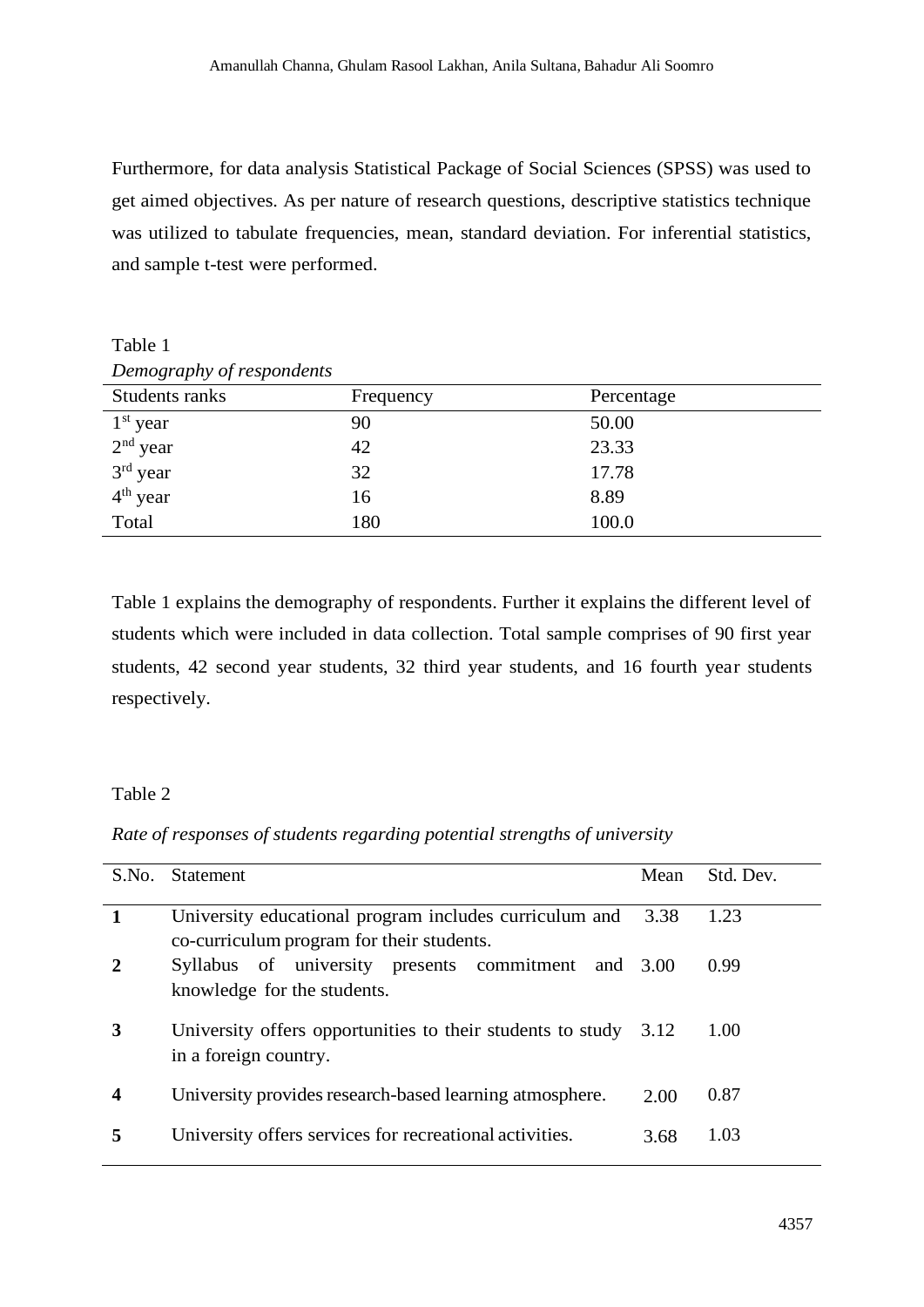Furthermore, for data analysis Statistical Package of Social Sciences (SPSS) was used to get aimed objectives. As per nature of research questions, descriptive statistics technique was utilized to tabulate frequencies, mean, standard deviation. For inferential statistics, and sample t-test were performed.

Table 1

*Demography of respondents*

| Students ranks | Frequency | Percentage |
|---|---|---|
| 1st year | 90 | 50.00 |
| 2nd year | 42 | 23.33 |
| 3rd year | 32 | 17.78 |
| 4th year | 16 | 8.89 |
| Total | 180 | 100.0 |

Table 1 explains the demography of respondents. Further it explains the different level of students which were included in data collection. Total sample comprises of 90 first year students, 42 second year students, 32 third year students, and 16 fourth year students respectively.

Table 2

*Rate of responses of students regarding potential strengths of university*

| S.No. | Statement | Mean | Std. Dev. |
|---|---|---|---|
| **1** | University educational program includes curriculum and co-curriculum program for their students. | 3.38 | 1.23 |
| **2** | Syllabus of university presents commitment and knowledge for the students. | 3.00 | 0.99 |
| **3** | University offers opportunities to their students to study in a foreign country. | 3.12 | 1.00 |
| **4** | University provides research-based learning atmosphere. | 2.00 | 0.87 |
| **5** | University offers services for recreational activities. | 3.68 | 1.03 |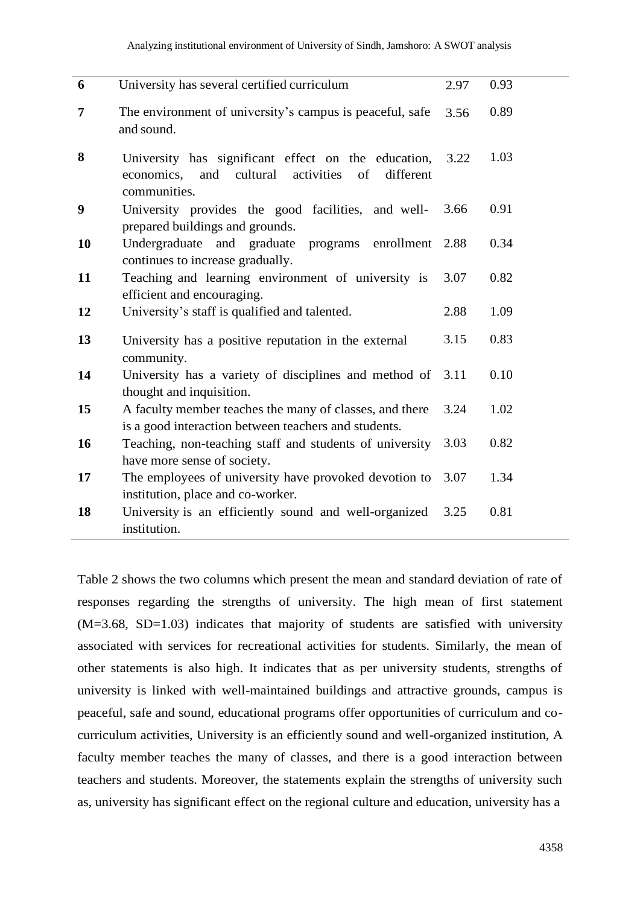| 6 | University has several certified curriculum | 2.97 | 0.93 |
|---|---|---|---|
| 7 | The environment of university's campus is peaceful, safe and sound. | 3.56 | 0.89 |
| 8 | University has significant effect on the education, economics, and cultural activities of different communities. | 3.22 | 1.03 |
| 9 | University provides the good facilities, and well-prepared buildings and grounds. | 3.66 | 0.91 |
| 10 | Undergraduate and graduate programs enrollment continues to increase gradually. | 2.88 | 0.34 |
| 11 | Teaching and learning environment of university is efficient and encouraging. | 3.07 | 0.82 |
| 12 | University's staff is qualified and talented. | 2.88 | 1.09 |
| 13 | University has a positive reputation in the external community. | 3.15 | 0.83 |
| 14 | University has a variety of disciplines and method of thought and inquisition. | 3.11 | 0.10 |
| 15 | A faculty member teaches the many of classes, and there is a good interaction between teachers and students. | 3.24 | 1.02 |
| 16 | Teaching, non-teaching staff and students of university have more sense of society. | 3.03 | 0.82 |
| 17 | The employees of university have provoked devotion to institution, place and co-worker. | 3.07 | 1.34 |
| 18 | University is an efficiently sound and well-organized institution. | 3.25 | 0.81 |

Table 2 shows the two columns which present the mean and standard deviation of rate of responses regarding the strengths of university. The high mean of first statement (M=3.68, SD=1.03) indicates that majority of students are satisfied with university associated with services for recreational activities for students. Similarly, the mean of other statements is also high. It indicates that as per university students, strengths of university is linked with well-maintained buildings and attractive grounds, campus is peaceful, safe and sound, educational programs offer opportunities of curriculum and co-curriculum activities, University is an efficiently sound and well-organized institution, A faculty member teaches the many of classes, and there is a good interaction between teachers and students. Moreover, the statements explain the strengths of university such as, university has significant effect on the regional culture and education, university has a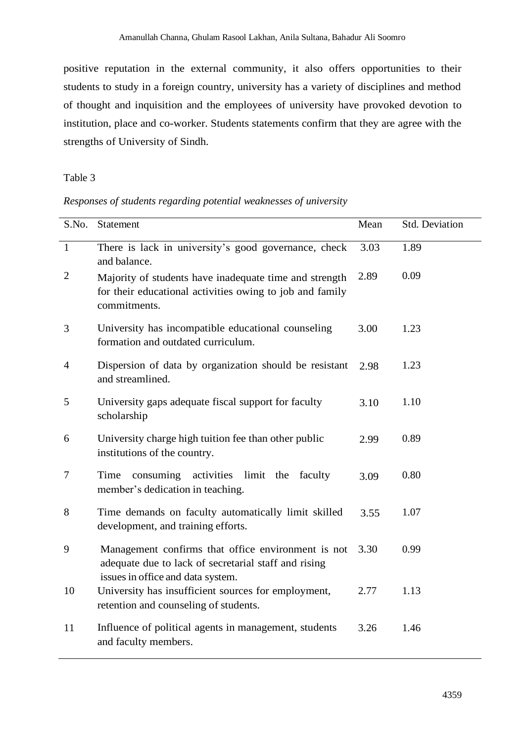positive reputation in the external community, it also offers opportunities to their students to study in a foreign country, university has a variety of disciplines and method of thought and inquisition and the employees of university have provoked devotion to institution, place and co-worker. Students statements confirm that they are agree with the strengths of University of Sindh.

Table 3

*Responses of students regarding potential weaknesses of university*

| S.No. | Statement | Mean | Std. Deviation |
|---|---|---|---|
| 1 | There is lack in university's good governance, check and balance. | 3.03 | 1.89 |
| 2 | Majority of students have inadequate time and strength for their educational activities owing to job and family commitments. | 2.89 | 0.09 |
| 3 | University has incompatible educational counseling formation and outdated curriculum. | 3.00 | 1.23 |
| 4 | Dispersion of data by organization should be resistant and streamlined. | 2.98 | 1.23 |
| 5 | University gaps adequate fiscal support for faculty scholarship | 3.10 | 1.10 |
| 6 | University charge high tuition fee than other public institutions of the country. | 2.99 | 0.89 |
| 7 | Time consuming activities limit the faculty member's dedication in teaching. | 3.09 | 0.80 |
| 8 | Time demands on faculty automatically limit skilled development, and training efforts. | 3.55 | 1.07 |
| 9 | Management confirms that office environment is not adequate due to lack of secretarial staff and rising issues in office and data system. | 3.30 | 0.99 |
| 10 | University has insufficient sources for employment, retention and counseling of students. | 2.77 | 1.13 |
| 11 | Influence of political agents in management, students and faculty members. | 3.26 | 1.46 |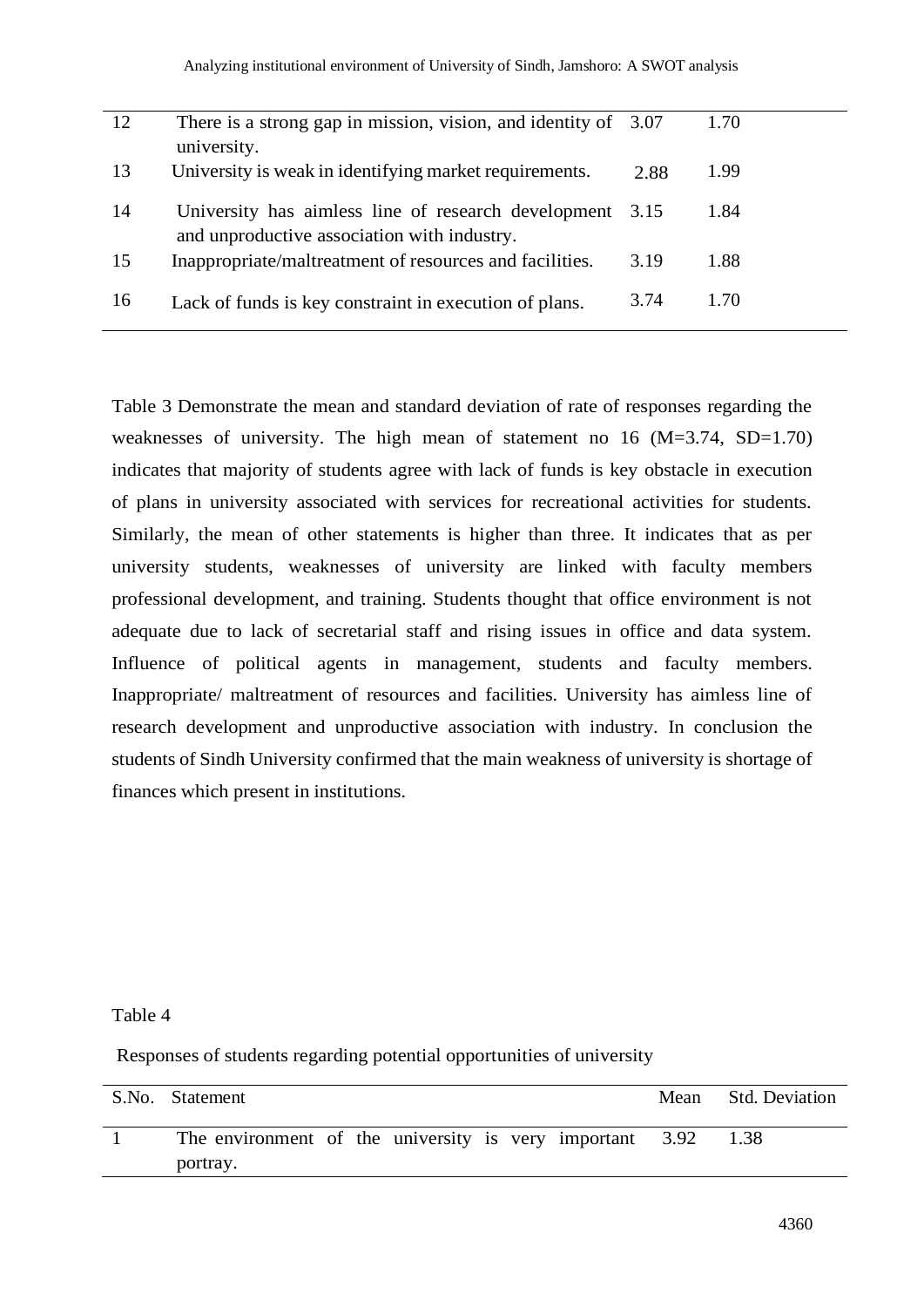| S.No. | Statement | Mean | Std. Deviation |
|---|---|---|---|
| 12 | There is a strong gap in mission, vision, and identity of university. | 3.07 | 1.70 |
| 13 | University is weak in identifying market requirements. | 2.88 | 1.99 |
| 14 | University has aimless line of research development and unproductive association with industry. | 3.15 | 1.84 |
| 15 | Inappropriate/maltreatment of resources and facilities. | 3.19 | 1.88 |
| 16 | Lack of funds is key constraint in execution of plans. | 3.74 | 1.70 |

Table 3 Demonstrate the mean and standard deviation of rate of responses regarding the weaknesses of university. The high mean of statement no 16 (M=3.74, SD=1.70) indicates that majority of students agree with lack of funds is key obstacle in execution of plans in university associated with services for recreational activities for students. Similarly, the mean of other statements is higher than three. It indicates that as per university students, weaknesses of university are linked with faculty members professional development, and training. Students thought that office environment is not adequate due to lack of secretarial staff and rising issues in office and data system. Influence of political agents in management, students and faculty members. Inappropriate/ maltreatment of resources and facilities. University has aimless line of research development and unproductive association with industry. In conclusion the students of Sindh University confirmed that the main weakness of university is shortage of finances which present in institutions.

Table 4

Responses of students regarding potential opportunities of university

| S.No. | Statement | Mean | Std. Deviation |
|---|---|---|---|
| 1 | The environment of the university is very important portray. | 3.92 | 1.38 |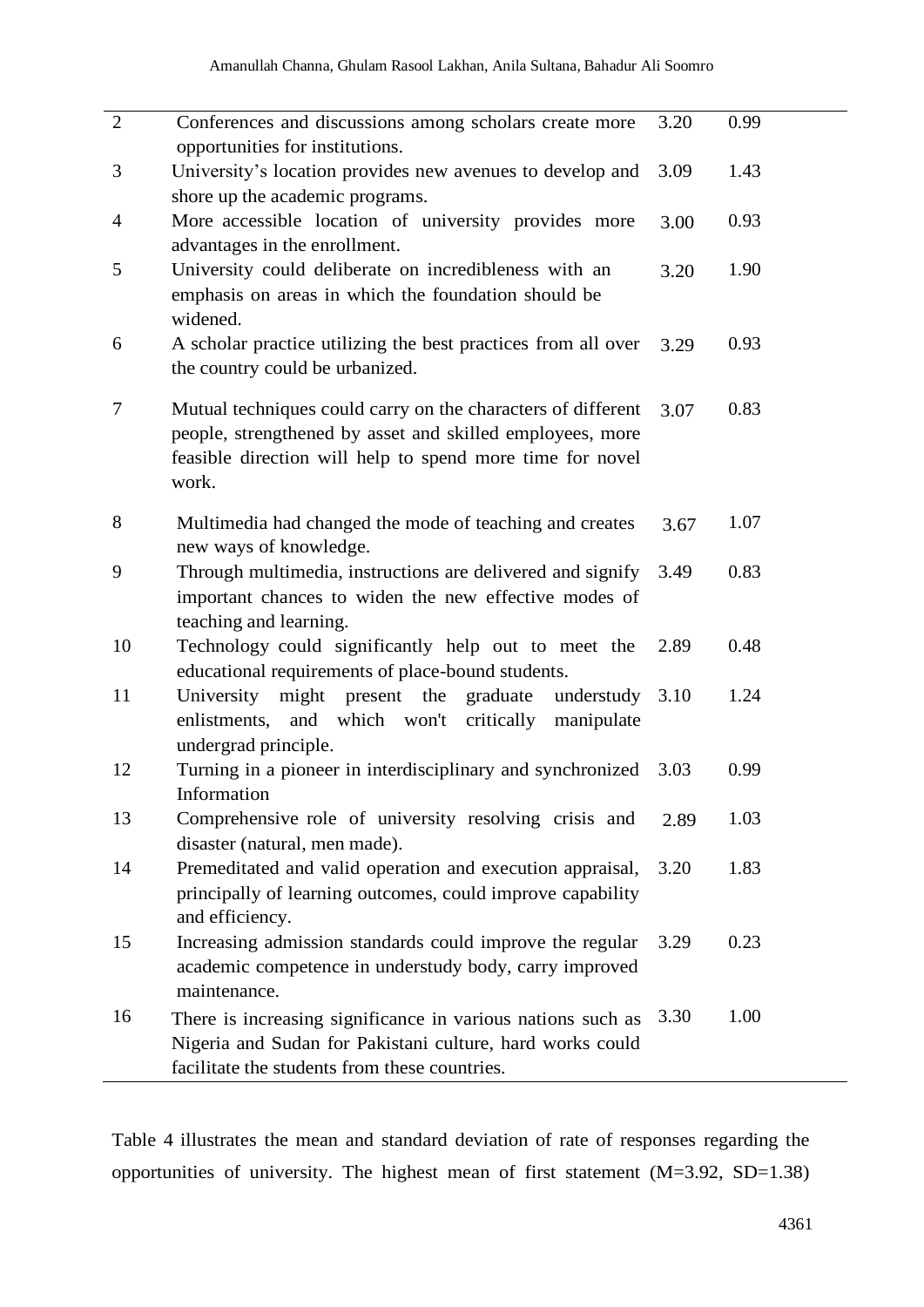| | | | |
|---|---|---|---|
| 2 | Conferences and discussions among scholars create more opportunities for institutions. | 3.20 | 0.99 |
| 3 | University's location provides new avenues to develop and shore up the academic programs. | 3.09 | 1.43 |
| 4 | More accessible location of university provides more advantages in the enrollment. | 3.00 | 0.93 |
| 5 | University could deliberate on incredibleness with an emphasis on areas in which the foundation should be widened. | 3.20 | 1.90 |
| 6 | A scholar practice utilizing the best practices from all over the country could be urbanized. | 3.29 | 0.93 |
| 7 | Mutual techniques could carry on the characters of different people, strengthened by asset and skilled employees, more feasible direction will help to spend more time for novel work. | 3.07 | 0.83 |
| 8 | Multimedia had changed the mode of teaching and creates new ways of knowledge. | 3.67 | 1.07 |
| 9 | Through multimedia, instructions are delivered and signify important chances to widen the new effective modes of teaching and learning. | 3.49 | 0.83 |
| 10 | Technology could significantly help out to meet the educational requirements of place-bound students. | 2.89 | 0.48 |
| 11 | University might present the graduate understudy enlistments, and which won't critically manipulate undergrad principle. | 3.10 | 1.24 |
| 12 | Turning in a pioneer in interdisciplinary and synchronized Information | 3.03 | 0.99 |
| 13 | Comprehensive role of university resolving crisis and disaster (natural, men made). | 2.89 | 1.03 |
| 14 | Premeditated and valid operation and execution appraisal, principally of learning outcomes, could improve capability and efficiency. | 3.20 | 1.83 |
| 15 | Increasing admission standards could improve the regular academic competence in understudy body, carry improved maintenance. | 3.29 | 0.23 |
| 16 | There is increasing significance in various nations such as Nigeria and Sudan for Pakistani culture, hard works could facilitate the students from these countries. | 3.30 | 1.00 |

Table 4 illustrates the mean and standard deviation of rate of responses regarding the opportunities of university. The highest mean of first statement (M=3.92, SD=1.38)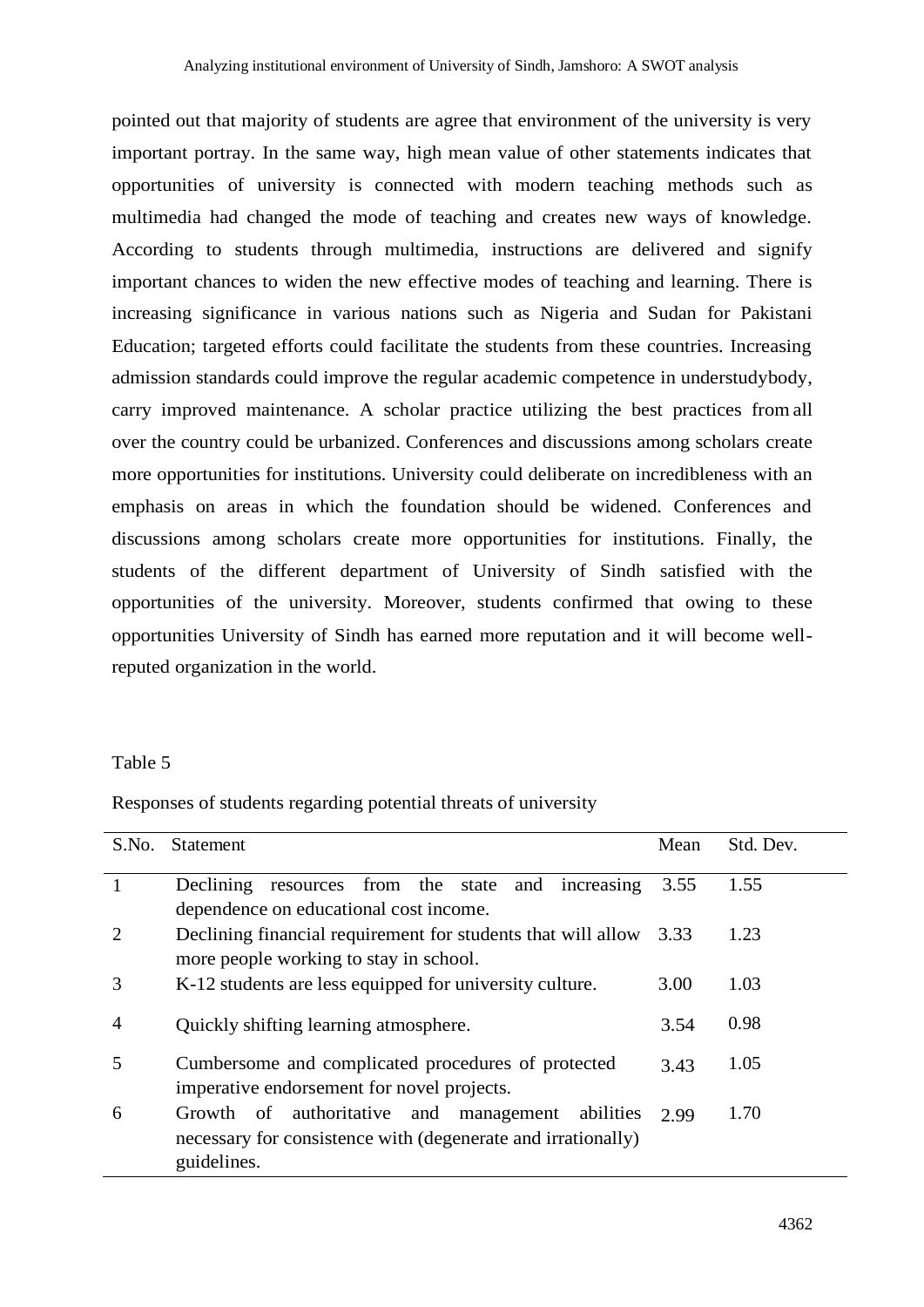pointed out that majority of students are agree that environment of the university is very important portray. In the same way, high mean value of other statements indicates that opportunities of university is connected with modern teaching methods such as multimedia had changed the mode of teaching and creates new ways of knowledge. According to students through multimedia, instructions are delivered and signify important chances to widen the new effective modes of teaching and learning. There is increasing significance in various nations such as Nigeria and Sudan for Pakistani Education; targeted efforts could facilitate the students from these countries. Increasing admission standards could improve the regular academic competence in understudybody, carry improved maintenance. A scholar practice utilizing the best practices from all over the country could be urbanized. Conferences and discussions among scholars create more opportunities for institutions. University could deliberate on incredibleness with an emphasis on areas in which the foundation should be widened. Conferences and discussions among scholars create more opportunities for institutions. Finally, the students of the different department of University of Sindh satisfied with the opportunities of the university. Moreover, students confirmed that owing to these opportunities University of Sindh has earned more reputation and it will become well-reputed organization in the world.

Table 5

Responses of students regarding potential threats of university

| S.No. | Statement | Mean | Std. Dev. |
|---|---|---|---|
| 1 | Declining resources from the state and increasing dependence on educational cost income. | 3.55 | 1.55 |
| 2 | Declining financial requirement for students that will allow more people working to stay in school. | 3.33 | 1.23 |
| 3 | K-12 students are less equipped for university culture. | 3.00 | 1.03 |
| 4 | Quickly shifting learning atmosphere. | 3.54 | 0.98 |
| 5 | Cumbersome and complicated procedures of protected imperative endorsement for novel projects. | 3.43 | 1.05 |
| 6 | Growth of authoritative and management abilities necessary for consistence with (degenerate and irrationally) guidelines. | 2.99 | 1.70 |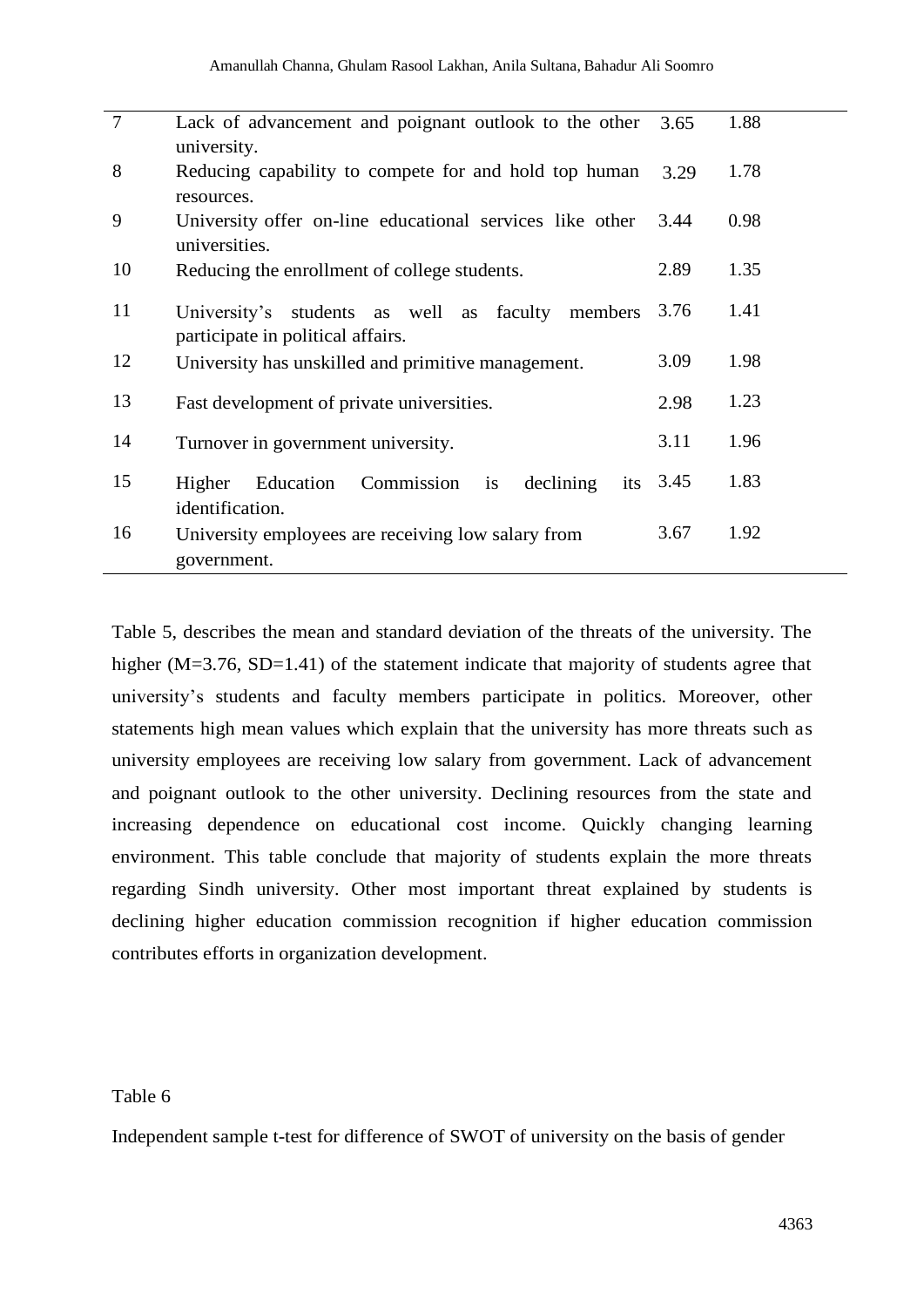| | | | |
|---|---|---|---|
| 7 | Lack of advancement and poignant outlook to the other university. | 3.65 | 1.88 |
| 8 | Reducing capability to compete for and hold top human resources. | 3.29 | 1.78 |
| 9 | University offer on-line educational services like other universities. | 3.44 | 0.98 |
| 10 | Reducing the enrollment of college students. | 2.89 | 1.35 |
| 11 | University's students as well as faculty members participate in political affairs. | 3.76 | 1.41 |
| 12 | University has unskilled and primitive management. | 3.09 | 1.98 |
| 13 | Fast development of private universities. | 2.98 | 1.23 |
| 14 | Turnover in government university. | 3.11 | 1.96 |
| 15 | Higher Education Commission is declining its identification. | 3.45 | 1.83 |
| 16 | University employees are receiving low salary from government. | 3.67 | 1.92 |

Table 5, describes the mean and standard deviation of the threats of the university. The higher (M=3.76, SD=1.41) of the statement indicate that majority of students agree that university's students and faculty members participate in politics. Moreover, other statements high mean values which explain that the university has more threats such as university employees are receiving low salary from government. Lack of advancement and poignant outlook to the other university. Declining resources from the state and increasing dependence on educational cost income. Quickly changing learning environment. This table conclude that majority of students explain the more threats regarding Sindh university. Other most important threat explained by students is declining higher education commission recognition if higher education commission contributes efforts in organization development.

Table 6

Independent sample t-test for difference of SWOT of university on the basis of gender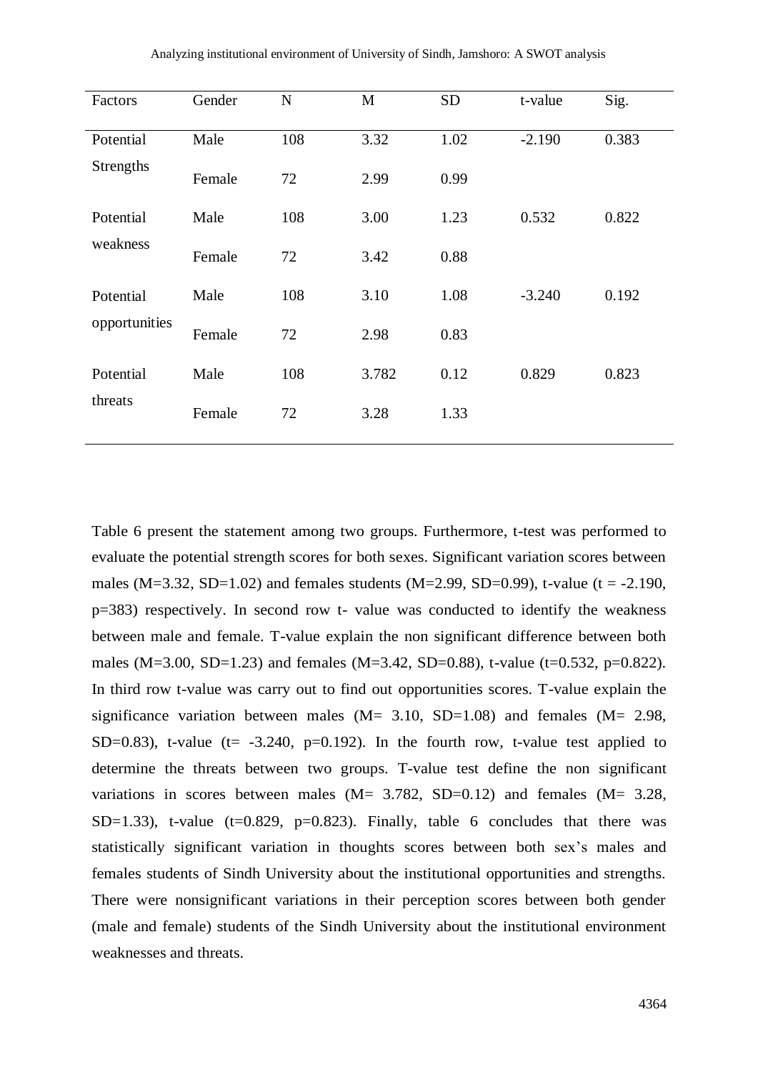| Factors | Gender | N | M | SD | t-value | Sig. |
|---|---|---|---|---|---|---|
| Potential Strengths | Male | 108 | 3.32 | 1.02 | -2.190 | 0.383 |
| | Female | 72 | 2.99 | 0.99 | | |
| Potential weakness | Male | 108 | 3.00 | 1.23 | 0.532 | 0.822 |
| | Female | 72 | 3.42 | 0.88 | | |
| Potential opportunities | Male | 108 | 3.10 | 1.08 | -3.240 | 0.192 |
| | Female | 72 | 2.98 | 0.83 | | |
| Potential threats | Male | 108 | 3.782 | 0.12 | 0.829 | 0.823 |
| | Female | 72 | 3.28 | 1.33 | | |

Table 6 present the statement among two groups. Furthermore, t-test was performed to evaluate the potential strength scores for both sexes. Significant variation scores between males (M=3.32, SD=1.02) and females students (M=2.99, SD=0.99), t-value ($t = -2.190$, p=383) respectively. In second row t- value was conducted to identify the weakness between male and female. T-value explain the non significant difference between both males (M=3.00, SD=1.23) and females (M=3.42, SD=0.88), t-value ($t=0.532$, $p=0.822$). In third row t-value was carry out to find out opportunities scores. T-value explain the significance variation between males (M= 3.10, SD=1.08) and females (M= 2.98, SD=0.83), t-value ($t= -3.240$, $p=0.192$). In the fourth row, t-value test applied to determine the threats between two groups. T-value test define the non significant variations in scores between males (M= 3.782, SD=0.12) and females (M= 3.28, SD=1.33), t-value ($t=0.829$, $p=0.823$). Finally, table 6 concludes that there was statistically significant variation in thoughts scores between both sex's males and females students of Sindh University about the institutional opportunities and strengths. There were nonsignificant variations in their perception scores between both gender (male and female) students of the Sindh University about the institutional environment weaknesses and threats.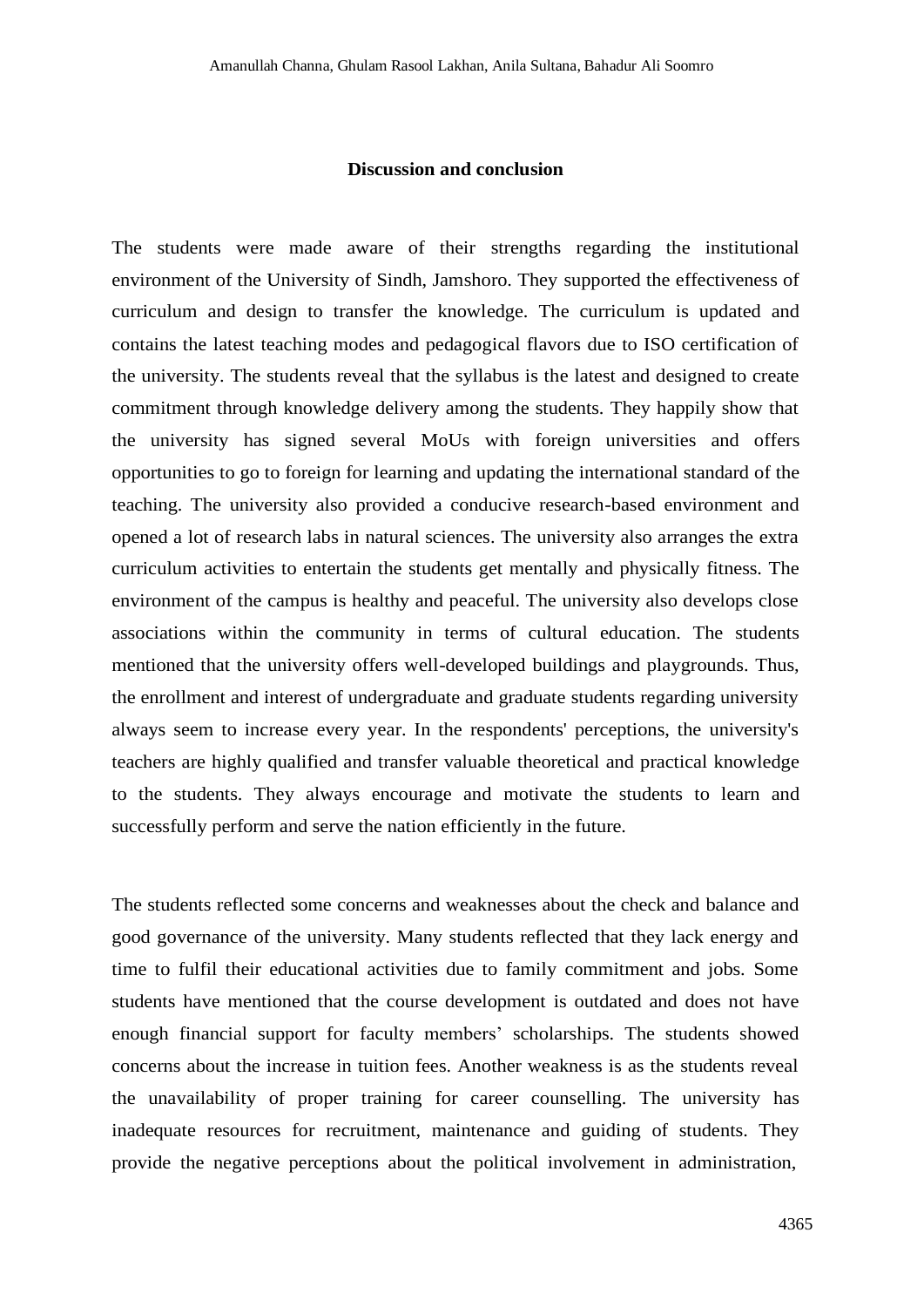## Discussion and conclusion

The students were made aware of their strengths regarding the institutional environment of the University of Sindh, Jamshoro. They supported the effectiveness of curriculum and design to transfer the knowledge. The curriculum is updated and contains the latest teaching modes and pedagogical flavors due to ISO certification of the university. The students reveal that the syllabus is the latest and designed to create commitment through knowledge delivery among the students. They happily show that the university has signed several MoUs with foreign universities and offers opportunities to go to foreign for learning and updating the international standard of the teaching. The university also provided a conducive research-based environment and opened a lot of research labs in natural sciences. The university also arranges the extra curriculum activities to entertain the students get mentally and physically fitness. The environment of the campus is healthy and peaceful. The university also develops close associations within the community in terms of cultural education. The students mentioned that the university offers well-developed buildings and playgrounds. Thus, the enrollment and interest of undergraduate and graduate students regarding university always seem to increase every year. In the respondents' perceptions, the university's teachers are highly qualified and transfer valuable theoretical and practical knowledge to the students. They always encourage and motivate the students to learn and successfully perform and serve the nation efficiently in the future.

The students reflected some concerns and weaknesses about the check and balance and good governance of the university. Many students reflected that they lack energy and time to fulfil their educational activities due to family commitment and jobs. Some students have mentioned that the course development is outdated and does not have enough financial support for faculty members' scholarships. The students showed concerns about the increase in tuition fees. Another weakness is as the students reveal the unavailability of proper training for career counselling. The university has inadequate resources for recruitment, maintenance and guiding of students. They provide the negative perceptions about the political involvement in administration,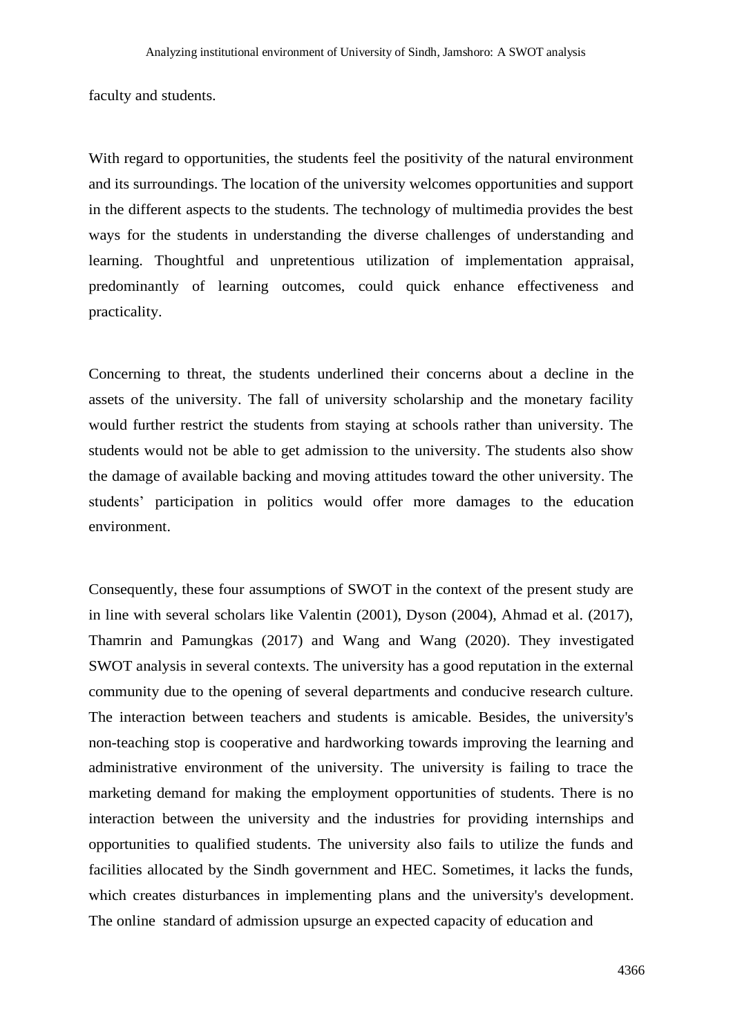faculty and students.

With regard to opportunities, the students feel the positivity of the natural environment and its surroundings. The location of the university welcomes opportunities and support in the different aspects to the students. The technology of multimedia provides the best ways for the students in understanding the diverse challenges of understanding and learning. Thoughtful and unpretentious utilization of implementation appraisal, predominantly of learning outcomes, could quick enhance effectiveness and practicality.

Concerning to threat, the students underlined their concerns about a decline in the assets of the university. The fall of university scholarship and the monetary facility would further restrict the students from staying at schools rather than university. The students would not be able to get admission to the university. The students also show the damage of available backing and moving attitudes toward the other university. The students' participation in politics would offer more damages to the education environment.

Consequently, these four assumptions of SWOT in the context of the present study are in line with several scholars like Valentin (2001), Dyson (2004), Ahmad et al. (2017), Thamrin and Pamungkas (2017) and Wang and Wang (2020). They investigated SWOT analysis in several contexts. The university has a good reputation in the external community due to the opening of several departments and conducive research culture. The interaction between teachers and students is amicable. Besides, the university's non-teaching stop is cooperative and hardworking towards improving the learning and administrative environment of the university. The university is failing to trace the marketing demand for making the employment opportunities of students. There is no interaction between the university and the industries for providing internships and opportunities to qualified students. The university also fails to utilize the funds and facilities allocated by the Sindh government and HEC. Sometimes, it lacks the funds, which creates disturbances in implementing plans and the university's development. The online standard of admission upsurge an expected capacity of education and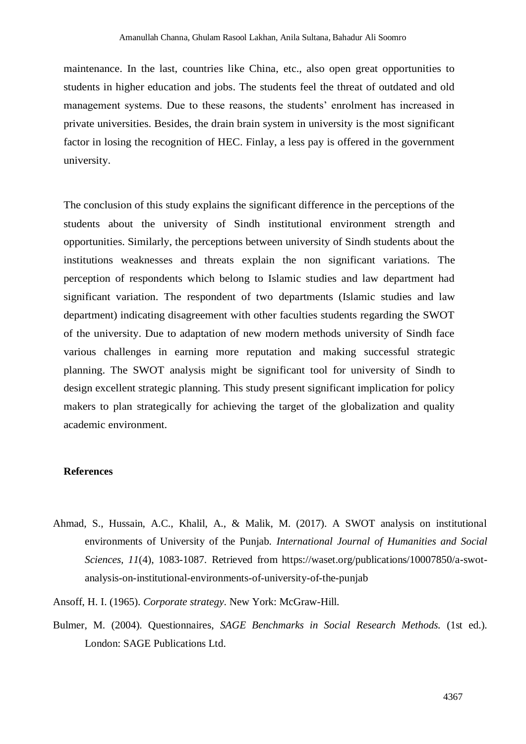maintenance. In the last, countries like China, etc., also open great opportunities to students in higher education and jobs. The students feel the threat of outdated and old management systems. Due to these reasons, the students' enrolment has increased in private universities. Besides, the drain brain system in university is the most significant factor in losing the recognition of HEC. Finlay, a less pay is offered in the government university.

The conclusion of this study explains the significant difference in the perceptions of the students about the university of Sindh institutional environment strength and opportunities. Similarly, the perceptions between university of Sindh students about the institutions weaknesses and threats explain the non significant variations. The perception of respondents which belong to Islamic studies and law department had significant variation. The respondent of two departments (Islamic studies and law department) indicating disagreement with other faculties students regarding the SWOT of the university. Due to adaptation of new modern methods university of Sindh face various challenges in earning more reputation and making successful strategic planning. The SWOT analysis might be significant tool for university of Sindh to design excellent strategic planning. This study present significant implication for policy makers to plan strategically for achieving the target of the globalization and quality academic environment.

**References**

Ahmad, S., Hussain, A.C., Khalil, A., & Malik, M. (2017). A SWOT analysis on institutional environments of University of the Punjab. *International Journal of Humanities and Social Sciences, 11*(4), 1083-1087. Retrieved from https://waset.org/publications/10007850/a-swot-analysis-on-institutional-environments-of-university-of-the-punjab

Ansoff, H. I. (1965). *Corporate strategy*. New York: McGraw-Hill.

Bulmer, M. (2004). Questionnaires, *SAGE Benchmarks in Social Research Methods.* (1st ed.). London: SAGE Publications Ltd.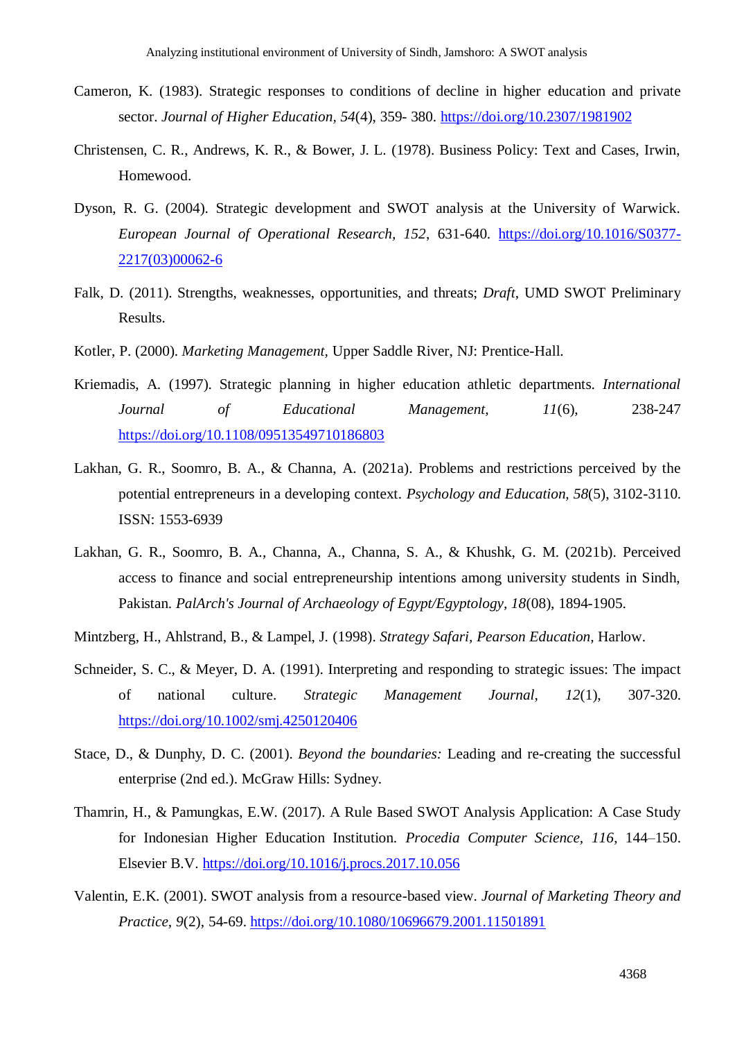Cameron, K. (1983). Strategic responses to conditions of decline in higher education and private sector. *Journal of Higher Education, 54*(4), 359- 380. https://doi.org/10.2307/1981902

Christensen, C. R., Andrews, K. R., & Bower, J. L. (1978). Business Policy: Text and Cases, Irwin, Homewood.

Dyson, R. G. (2004). Strategic development and SWOT analysis at the University of Warwick. *European Journal of Operational Research, 152*, 631-640. https://doi.org/10.1016/S0377-2217(03)00062-6

Falk, D. (2011). Strengths, weaknesses, opportunities, and threats; *Draft*, UMD SWOT Preliminary Results.

Kotler, P. (2000). *Marketing Management*, Upper Saddle River, NJ: Prentice-Hall.

Kriemadis, A. (1997). Strategic planning in higher education athletic departments. *International Journal of Educational Management, 11*(6), 238-247 https://doi.org/10.1108/09513549710186803

Lakhan, G. R., Soomro, B. A., & Channa, A. (2021a). Problems and restrictions perceived by the potential entrepreneurs in a developing context. *Psychology and Education, 58*(5), 3102-3110. ISSN: 1553-6939

Lakhan, G. R., Soomro, B. A., Channa, A., Channa, S. A., & Khushk, G. M. (2021b). Perceived access to finance and social entrepreneurship intentions among university students in Sindh, Pakistan. *PalArch's Journal of Archaeology of Egypt/Egyptology, 18*(08), 1894-1905.

Mintzberg, H., Ahlstrand, B., & Lampel, J. (1998). *Strategy Safari, Pearson Education*, Harlow.

Schneider, S. C., & Meyer, D. A. (1991). Interpreting and responding to strategic issues: The impact of national culture. *Strategic Management Journal, 12*(1), 307-320. https://doi.org/10.1002/smj.4250120406

Stace, D., & Dunphy, D. C. (2001). *Beyond the boundaries:* Leading and re-creating the successful enterprise (2nd ed.). McGraw Hills: Sydney.

Thamrin, H., & Pamungkas, E.W. (2017). A Rule Based SWOT Analysis Application: A Case Study for Indonesian Higher Education Institution. *Procedia Computer Science, 116*, 144–150. Elsevier B.V. https://doi.org/10.1016/j.procs.2017.10.056

Valentin, E.K. (2001). SWOT analysis from a resource-based view. *Journal of Marketing Theory and Practice, 9*(2), 54-69. https://doi.org/10.1080/10696679.2001.11501891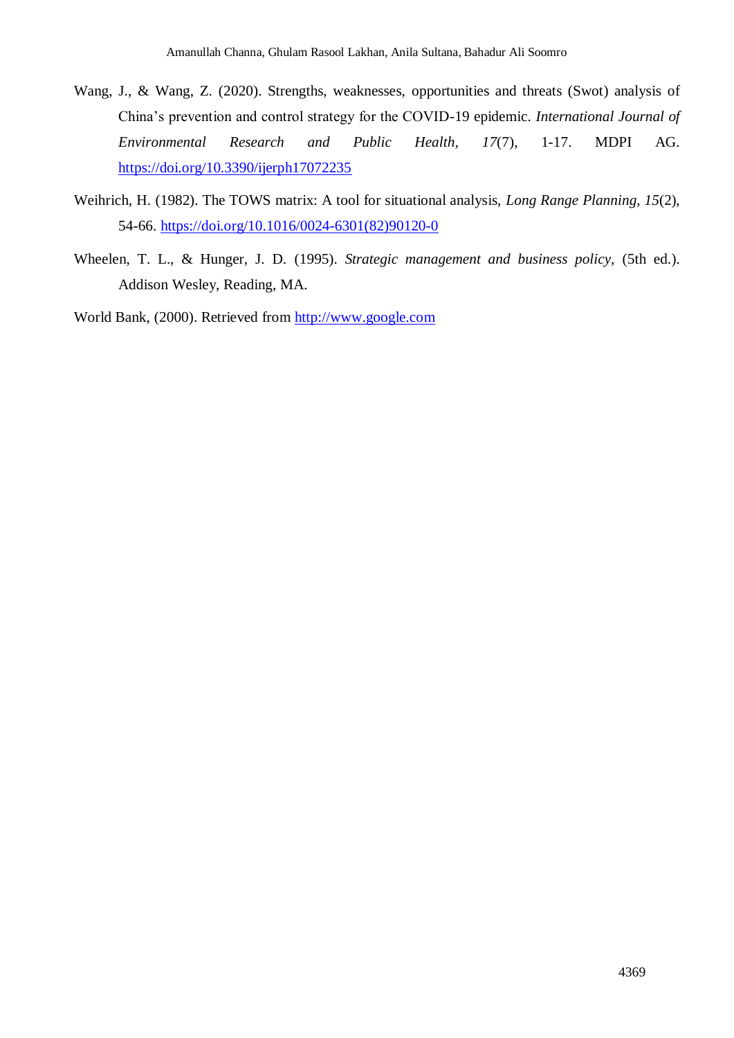Wang, J., & Wang, Z. (2020). Strengths, weaknesses, opportunities and threats (Swot) analysis of China's prevention and control strategy for the COVID-19 epidemic. *International Journal of Environmental Research and Public Health*, *17*(7), 1-17. MDPI AG. https://doi.org/10.3390/ijerph17072235

Weihrich, H. (1982). The TOWS matrix: A tool for situational analysis, *Long Range Planning*, *15*(2), 54-66. https://doi.org/10.1016/0024-6301(82)90120-0

Wheelen, T. L., & Hunger, J. D. (1995). *Strategic management and business policy*, (5th ed.). Addison Wesley, Reading, MA.

World Bank, (2000). Retrieved from http://www.google.com